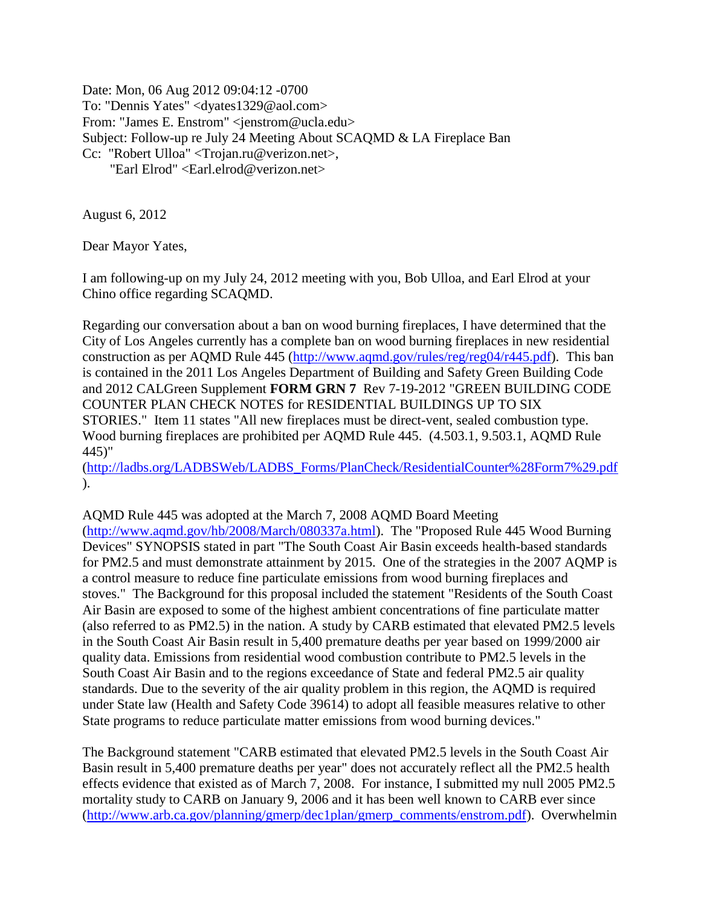Date: Mon, 06 Aug 2012 09:04:12 -0700
To: "Dennis Yates" <dyates1329@aol.com>
From: "James E. Enstrom" <jenstrom@ucla.edu>
Subject: Follow-up re July 24 Meeting About SCAQMD & LA Fireplace Ban
Cc: "Robert Ulloa" <Trojan.ru@verizon.net>,
"Earl Elrod" <Earl.elrod@verizon.net>

August 6, 2012

Dear Mayor Yates,

I am following-up on my July 24, 2012 meeting with you, Bob Ulloa, and Earl Elrod at your Chino office regarding SCAQMD.

Regarding our conversation about a ban on wood burning fireplaces, I have determined that the City of Los Angeles currently has a complete ban on wood burning fireplaces in new residential construction as per AQMD Rule 445 (http://www.aqmd.gov/rules/reg/reg04/r445.pdf). This ban is contained in the 2011 Los Angeles Department of Building and Safety Green Building Code and 2012 CALGreen Supplement **FORM GRN 7** Rev 7-19-2012 "GREEN BUILDING CODE COUNTER PLAN CHECK NOTES for RESIDENTIAL BUILDINGS UP TO SIX STORIES." Item 11 states "All new fireplaces must be direct-vent, sealed combustion type. Wood burning fireplaces are prohibited per AQMD Rule 445. (4.503.1, 9.503.1, AQMD Rule 445)" (http://ladbs.org/LADBSWeb/LADBS_Forms/PlanCheck/ResidentialCounter%28Form7%29.pdf).

AQMD Rule 445 was adopted at the March 7, 2008 AQMD Board Meeting (http://www.aqmd.gov/hb/2008/March/080337a.html). The "Proposed Rule 445 Wood Burning Devices" SYNOPSIS stated in part "The South Coast Air Basin exceeds health-based standards for PM2.5 and must demonstrate attainment by 2015. One of the strategies in the 2007 AQMP is a control measure to reduce fine particulate emissions from wood burning fireplaces and stoves." The Background for this proposal included the statement "Residents of the South Coast Air Basin are exposed to some of the highest ambient concentrations of fine particulate matter (also referred to as PM2.5) in the nation. A study by CARB estimated that elevated PM2.5 levels in the South Coast Air Basin result in 5,400 premature deaths per year based on 1999/2000 air quality data. Emissions from residential wood combustion contribute to PM2.5 levels in the South Coast Air Basin and to the regions exceedance of State and federal PM2.5 air quality standards. Due to the severity of the air quality problem in this region, the AQMD is required under State law (Health and Safety Code 39614) to adopt all feasible measures relative to other State programs to reduce particulate matter emissions from wood burning devices."

The Background statement "CARB estimated that elevated PM2.5 levels in the South Coast Air Basin result in 5,400 premature deaths per year" does not accurately reflect all the PM2.5 health effects evidence that existed as of March 7, 2008. For instance, I submitted my null 2005 PM2.5 mortality study to CARB on January 9, 2006 and it has been well known to CARB ever since (http://www.arb.ca.gov/planning/gmerp/dec1plan/gmerp_comments/enstrom.pdf). Overwhelmin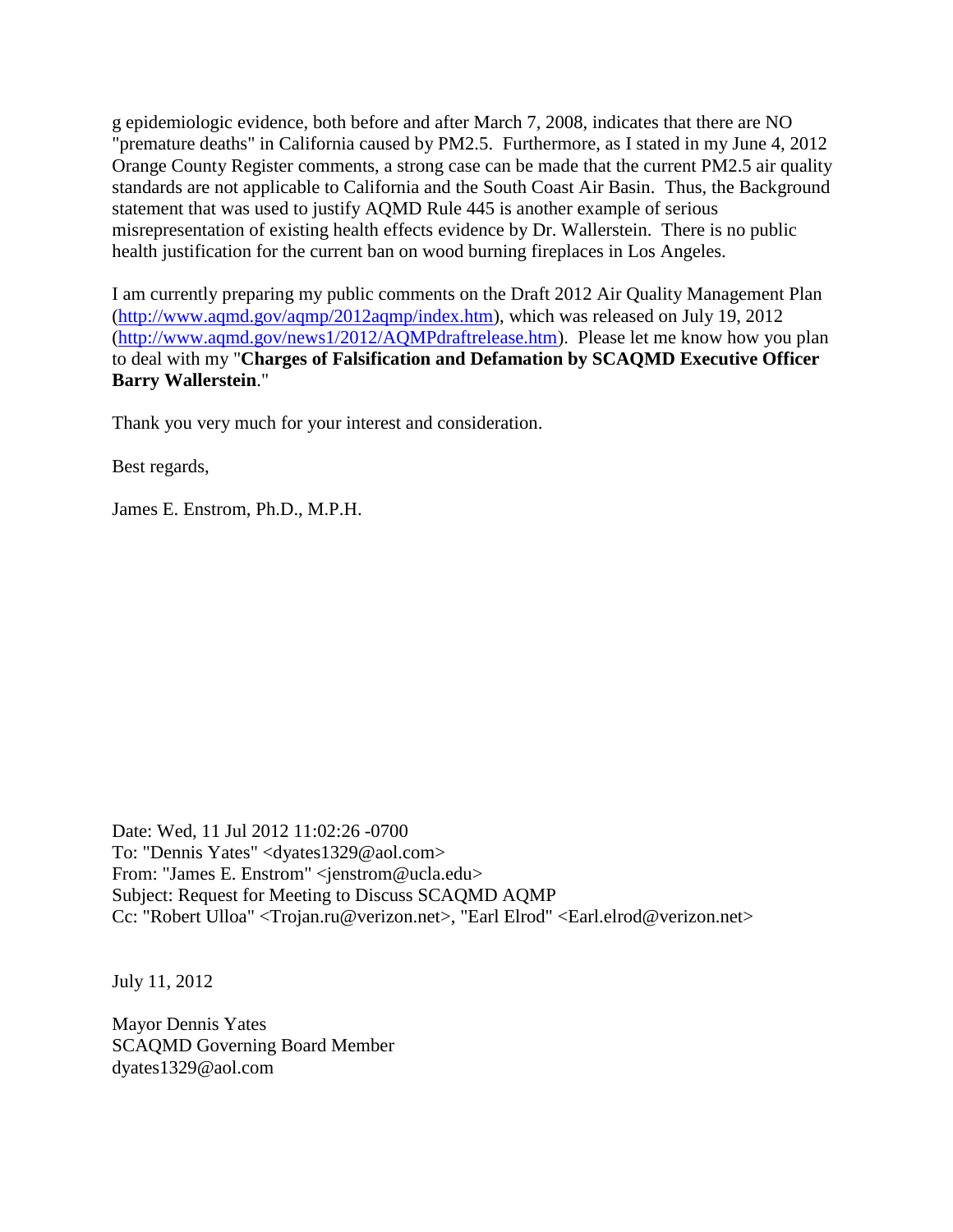g epidemiologic evidence, both before and after March 7, 2008, indicates that there are NO "premature deaths" in California caused by PM2.5. Furthermore, as I stated in my June 4, 2012 Orange County Register comments, a strong case can be made that the current PM2.5 air quality standards are not applicable to California and the South Coast Air Basin. Thus, the Background statement that was used to justify AQMD Rule 445 is another example of serious misrepresentation of existing health effects evidence by Dr. Wallerstein. There is no public health justification for the current ban on wood burning fireplaces in Los Angeles.

I am currently preparing my public comments on the Draft 2012 Air Quality Management Plan (http://www.aqmd.gov/aqmp/2012aqmp/index.htm), which was released on July 19, 2012 (http://www.aqmd.gov/news1/2012/AQMPdraftrelease.htm). Please let me know how you plan to deal with my "**Charges of Falsification and Defamation by SCAQMD Executive Officer Barry Wallerstein**."

Thank you very much for your interest and consideration.

Best regards,

James E. Enstrom, Ph.D., M.P.H.

Date: Wed, 11 Jul 2012 11:02:26 -0700
To: "Dennis Yates" <dyates1329@aol.com>
From: "James E. Enstrom" <jenstrom@ucla.edu>
Subject: Request for Meeting to Discuss SCAQMD AQMP
Cc: "Robert Ulloa" <Trojan.ru@verizon.net>, "Earl Elrod" <Earl.elrod@verizon.net>

July 11, 2012

Mayor Dennis Yates
SCAQMD Governing Board Member
dyates1329@aol.com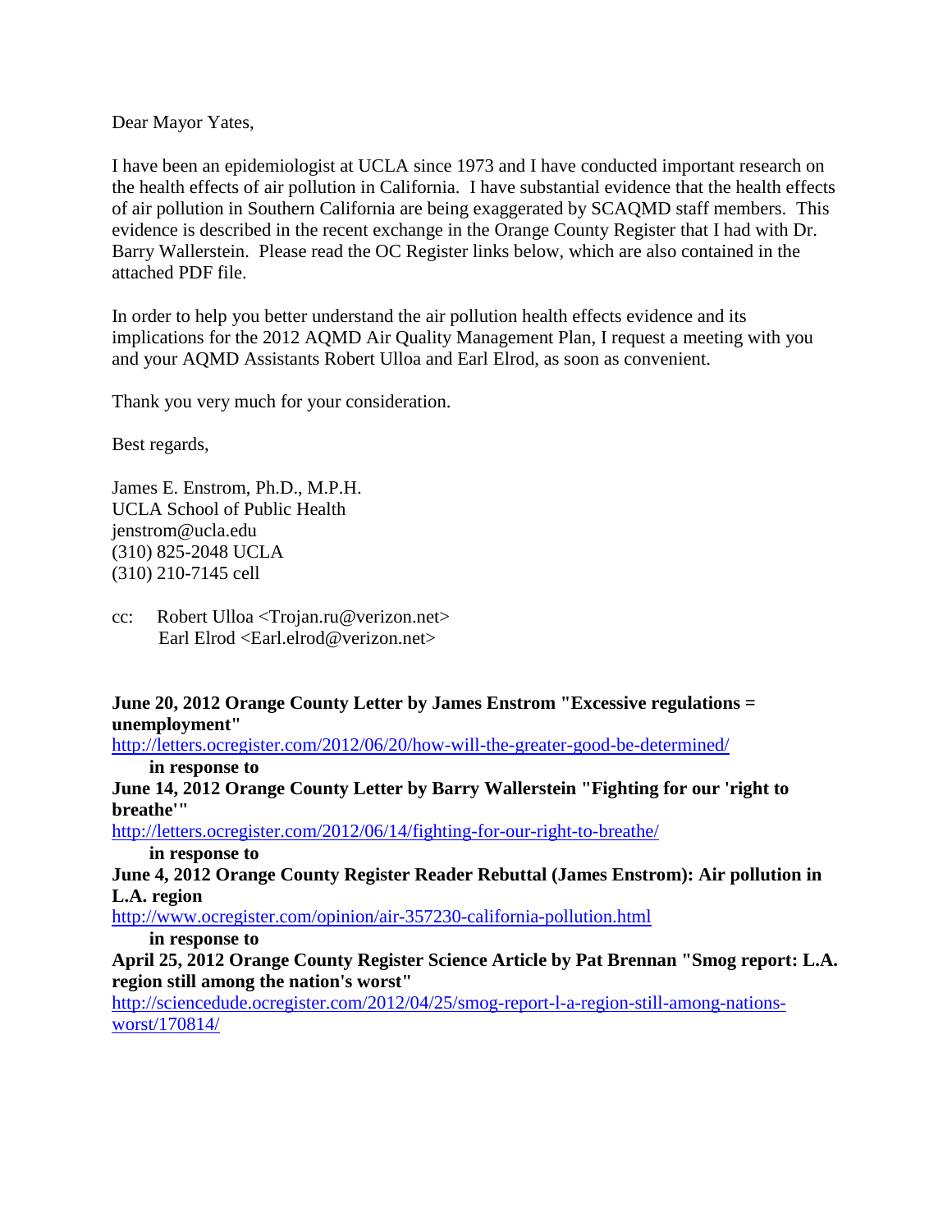Dear Mayor Yates,

I have been an epidemiologist at UCLA since 1973 and I have conducted important research on the health effects of air pollution in California. I have substantial evidence that the health effects of air pollution in Southern California are being exaggerated by SCAQMD staff members. This evidence is described in the recent exchange in the Orange County Register that I had with Dr. Barry Wallerstein. Please read the OC Register links below, which are also contained in the attached PDF file.

In order to help you better understand the air pollution health effects evidence and its implications for the 2012 AQMD Air Quality Management Plan, I request a meeting with you and your AQMD Assistants Robert Ulloa and Earl Elrod, as soon as convenient.

Thank you very much for your consideration.

Best regards,

James E. Enstrom, Ph.D., M.P.H.
UCLA School of Public Health
jenstrom@ucla.edu
(310) 825-2048 UCLA
(310) 210-7145 cell

cc: Robert Ulloa <Trojan.ru@verizon.net>
Earl Elrod <Earl.elrod@verizon.net>

**June 20, 2012 Orange County Letter by James Enstrom "Excessive regulations = unemployment"**
http://letters.ocregister.com/2012/06/20/how-will-the-greater-good-be-determined/

**in response to**

**June 14, 2012 Orange County Letter by Barry Wallerstein "Fighting for our 'right to breathe'"**
http://letters.ocregister.com/2012/06/14/fighting-for-our-right-to-breathe/

**in response to**

**June 4, 2012 Orange County Register Reader Rebuttal (James Enstrom): Air pollution in L.A. region**
http://www.ocregister.com/opinion/air-357230-california-pollution.html

**in response to**

**April 25, 2012 Orange County Register Science Article by Pat Brennan "Smog report: L.A. region still among the nation's worst"**
http://sciencedude.ocregister.com/2012/04/25/smog-report-l-a-region-still-among-nations-worst/170814/